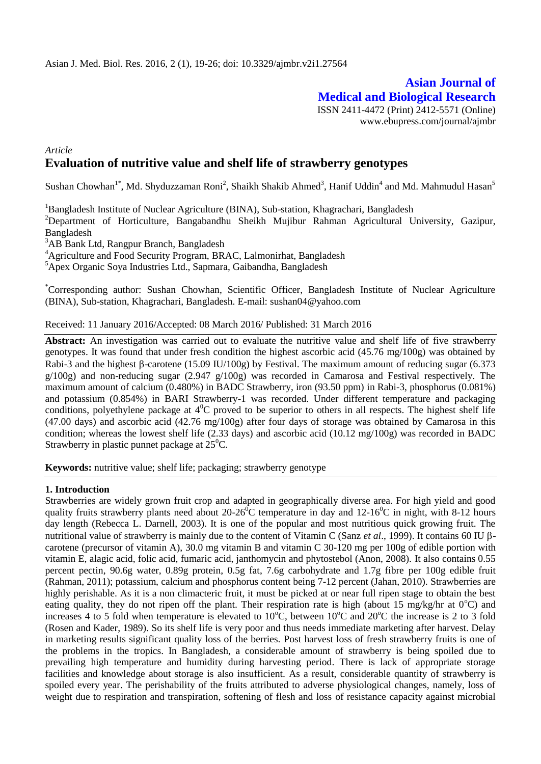## Article

# Evaluation of nutritive value and shelf life of strawberry genotypes

Sushan Chowhan[1*], Md. Shyduzzaman Roni[2], Shaikh Shakib Ahmed[3], Hanif Uddin[4] and Md. Mahmudul Hasan[5]

[1]Bangladesh Institute of Nuclear Agriculture (BINA), Sub-station, Khagrachari, Bangladesh

[2]Department of Horticulture, Bangabandhu Sheikh Mujibur Rahman Agricultural University, Gazipur, Bangladesh

[3]AB Bank Ltd, Rangpur Branch, Bangladesh

[4]Agriculture and Food Security Program, BRAC, Lalmonirhat, Bangladesh

[5]Apex Organic Soya Industries Ltd., Sapmara, Gaibandha, Bangladesh

[*]Corresponding author: Sushan Chowhan, Scientific Officer, Bangladesh Institute of Nuclear Agriculture (BINA), Sub-station, Khagrachari, Bangladesh. E-mail: sushan04@yahoo.com

Received: 11 January 2016/Accepted: 08 March 2016/ Published: 31 March 2016

**Abstract:** An investigation was carried out to evaluate the nutritive value and shelf life of five strawberry genotypes. It was found that under fresh condition the highest ascorbic acid (45.76 mg/100g) was obtained by Rabi-3 and the highest β-carotene (15.09 IU/100g) by Festival. The maximum amount of reducing sugar (6.373 g/100g) and non-reducing sugar (2.947 g/100g) was recorded in Camarosa and Festival respectively. The maximum amount of calcium (0.480%) in BADC Strawberry, iron (93.50 ppm) in Rabi-3, phosphorus (0.081%) and potassium (0.854%) in BARI Strawberry-1 was recorded. Under different temperature and packaging conditions, polyethylene package at $4^0$C proved to be superior to others in all respects. The highest shelf life (47.00 days) and ascorbic acid (42.76 mg/100g) after four days of storage was obtained by Camarosa in this condition; whereas the lowest shelf life (2.33 days) and ascorbic acid (10.12 mg/100g) was recorded in BADC Strawberry in plastic punnet package at $25^0$C.

**Keywords:** nutritive value; shelf life; packaging; strawberry genotype

## 1. Introduction

Strawberries are widely grown fruit crop and adapted in geographically diverse area. For high yield and good quality fruits strawberry plants need about 20-26$^0$C temperature in day and 12-16$^0$C in night, with 8-12 hours day length (Rebecca L. Darnell, 2003). It is one of the popular and most nutritious quick growing fruit. The nutritional value of strawberry is mainly due to the content of Vitamin C (Sanz *et al*., 1999). It contains 60 IU β-carotene (precursor of vitamin A), 30.0 mg vitamin B and vitamin C 30-120 mg per 100g of edible portion with vitamin E, alagic acid, folic acid, fumaric acid, janthomycin and phytostebol (Anon, 2008). It also contains 0.55 percent pectin, 90.6g water, 0.89g protein, 0.5g fat, 7.6g carbohydrate and 1.7g fibre per 100g edible fruit (Rahman, 2011); potassium, calcium and phosphorus content being 7-12 percent (Jahan, 2010). Strawberries are highly perishable. As it is a non climacteric fruit, it must be picked at or near full ripen stage to obtain the best eating quality, they do not ripen off the plant. Their respiration rate is high (about 15 mg/kg/hr at $0^o$C) and increases 4 to 5 fold when temperature is elevated to $10^o$C, between $10^o$C and $20^o$C the increase is 2 to 3 fold (Rosen and Kader, 1989). So its shelf life is very poor and thus needs immediate marketing after harvest. Delay in marketing results significant quality loss of the berries. Post harvest loss of fresh strawberry fruits is one of the problems in the tropics. In Bangladesh, a considerable amount of strawberry is being spoiled due to prevailing high temperature and humidity during harvesting period. There is lack of appropriate storage facilities and knowledge about storage is also insufficient. As a result, considerable quantity of strawberry is spoiled every year. The perishability of the fruits attributed to adverse physiological changes, namely, loss of weight due to respiration and transpiration, softening of flesh and loss of resistance capacity against microbial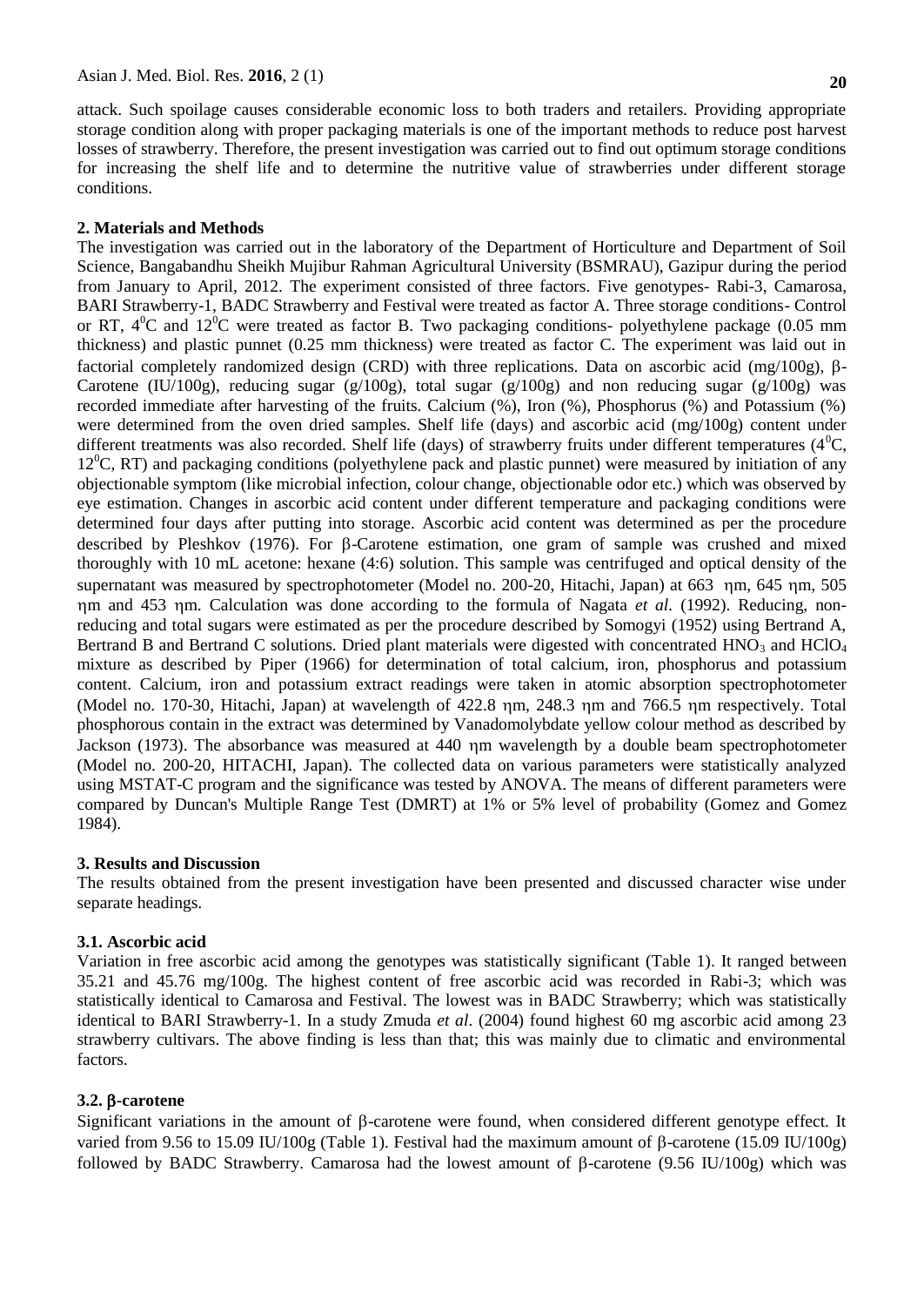attack. Such spoilage causes considerable economic loss to both traders and retailers. Providing appropriate storage condition along with proper packaging materials is one of the important methods to reduce post harvest losses of strawberry. Therefore, the present investigation was carried out to find out optimum storage conditions for increasing the shelf life and to determine the nutritive value of strawberries under different storage conditions.

## 2. Materials and Methods

The investigation was carried out in the laboratory of the Department of Horticulture and Department of Soil Science, Bangabandhu Sheikh Mujibur Rahman Agricultural University (BSMRAU), Gazipur during the period from January to April, 2012. The experiment consisted of three factors. Five genotypes- Rabi-3, Camarosa, BARI Strawberry-1, BADC Strawberry and Festival were treated as factor A. Three storage conditions- Control or RT, $4^0$C and $12^0$C were treated as factor B. Two packaging conditions- polyethylene package (0.05 mm thickness) and plastic punnet (0.25 mm thickness) were treated as factor C. The experiment was laid out in factorial completely randomized design (CRD) with three replications. Data on ascorbic acid (mg/100g), β-Carotene (IU/100g), reducing sugar (g/100g), total sugar (g/100g) and non reducing sugar (g/100g) was recorded immediate after harvesting of the fruits. Calcium (%), Iron (%), Phosphorus (%) and Potassium (%) were determined from the oven dried samples. Shelf life (days) and ascorbic acid (mg/100g) content under different treatments was also recorded. Shelf life (days) of strawberry fruits under different temperatures ($4^0$C, $12^0$C, RT) and packaging conditions (polyethylene pack and plastic punnet) were measured by initiation of any objectionable symptom (like microbial infection, colour change, objectionable odor etc.) which was observed by eye estimation. Changes in ascorbic acid content under different temperature and packaging conditions were determined four days after putting into storage. Ascorbic acid content was determined as per the procedure described by Pleshkov (1976). For β-Carotene estimation, one gram of sample was crushed and mixed thoroughly with 10 mL acetone: hexane (4:6) solution. This sample was centrifuged and optical density of the supernatant was measured by spectrophotometer (Model no. 200-20, Hitachi, Japan) at 663 ηm, 645 ηm, 505 ηm and 453 ηm. Calculation was done according to the formula of Nagata *et al.* (1992). Reducing, non-reducing and total sugars were estimated as per the procedure described by Somogyi (1952) using Bertrand A, Bertrand B and Bertrand C solutions. Dried plant materials were digested with concentrated $HNO_3$ and $HClO_4$ mixture as described by Piper (1966) for determination of total calcium, iron, phosphorus and potassium content. Calcium, iron and potassium extract readings were taken in atomic absorption spectrophotometer (Model no. 170-30, Hitachi, Japan) at wavelength of 422.8 ηm, 248.3 ηm and 766.5 ηm respectively. Total phosphorous contain in the extract was determined by Vanadomolybdate yellow colour method as described by Jackson (1973). The absorbance was measured at 440 ηm wavelength by a double beam spectrophotometer (Model no. 200-20, HITACHI, Japan). The collected data on various parameters were statistically analyzed using MSTAT-C program and the significance was tested by ANOVA. The means of different parameters were compared by Duncan's Multiple Range Test (DMRT) at 1% or 5% level of probability (Gomez and Gomez 1984).

## 3. Results and Discussion

The results obtained from the present investigation have been presented and discussed character wise under separate headings.

### 3.1. Ascorbic acid

Variation in free ascorbic acid among the genotypes was statistically significant (Table 1). It ranged between 35.21 and 45.76 mg/100g. The highest content of free ascorbic acid was recorded in Rabi-3; which was statistically identical to Camarosa and Festival. The lowest was in BADC Strawberry; which was statistically identical to BARI Strawberry-1. In a study Zmuda *et al*. (2004) found highest 60 mg ascorbic acid among 23 strawberry cultivars. The above finding is less than that; this was mainly due to climatic and environmental factors.

### 3.2. β-carotene

Significant variations in the amount of β-carotene were found, when considered different genotype effect. It varied from 9.56 to 15.09 IU/100g (Table 1). Festival had the maximum amount of β-carotene (15.09 IU/100g) followed by BADC Strawberry. Camarosa had the lowest amount of β-carotene (9.56 IU/100g) which was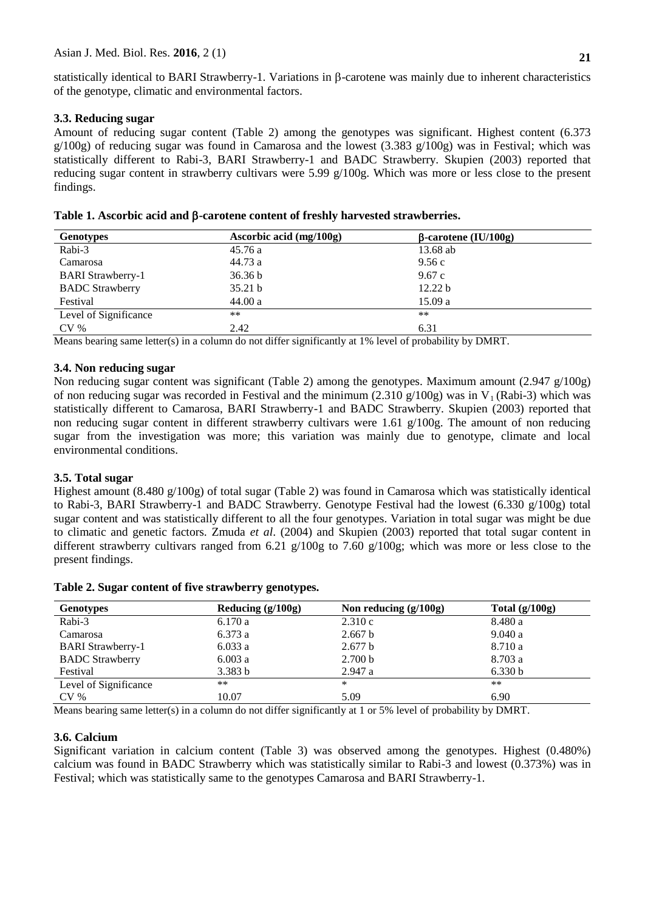statistically identical to BARI Strawberry-1. Variations in β-carotene was mainly due to inherent characteristics of the genotype, climatic and environmental factors.

### 3.3. Reducing sugar

Amount of reducing sugar content (Table 2) among the genotypes was significant. Highest content (6.373 g/100g) of reducing sugar was found in Camarosa and the lowest (3.383 g/100g) was in Festival; which was statistically different to Rabi-3, BARI Strawberry-1 and BADC Strawberry. Skupien (2003) reported that reducing sugar content in strawberry cultivars were 5.99 g/100g. Which was more or less close to the present findings.

**Table 1. Ascorbic acid and β-carotene content of freshly harvested strawberries.**

| Genotypes | Ascorbic acid (mg/100g) | β-carotene (IU/100g) |
|---|---|---|
| Rabi-3 | 45.76 a | 13.68 ab |
| Camarosa | 44.73 a | 9.56 c |
| BARI Strawberry-1 | 36.36 b | 9.67 c |
| BADC Strawberry | 35.21 b | 12.22 b |
| Festival | 44.00 a | 15.09 a |
| Level of Significance | ** | ** |
| CV % | 2.42 | 6.31 |

Means bearing same letter(s) in a column do not differ significantly at 1% level of probability by DMRT.

### 3.4. Non reducing sugar

Non reducing sugar content was significant (Table 2) among the genotypes. Maximum amount (2.947 g/100g) of non reducing sugar was recorded in Festival and the minimum (2.310 g/100g) was in $V_1$ (Rabi-3) which was statistically different to Camarosa, BARI Strawberry-1 and BADC Strawberry. Skupien (2003) reported that non reducing sugar content in different strawberry cultivars were 1.61 g/100g. The amount of non reducing sugar from the investigation was more; this variation was mainly due to genotype, climate and local environmental conditions.

### 3.5. Total sugar

Highest amount (8.480 g/100g) of total sugar (Table 2) was found in Camarosa which was statistically identical to Rabi-3, BARI Strawberry-1 and BADC Strawberry. Genotype Festival had the lowest (6.330 g/100g) total sugar content and was statistically different to all the four genotypes. Variation in total sugar was might be due to climatic and genetic factors. Zmuda *et al*. (2004) and Skupien (2003) reported that total sugar content in different strawberry cultivars ranged from 6.21 g/100g to 7.60 g/100g; which was more or less close to the present findings.

**Table 2. Sugar content of five strawberry genotypes.**

| Genotypes | Reducing (g/100g) | Non reducing (g/100g) | Total (g/100g) |
|---|---|---|---|
| Rabi-3 | 6.170 a | 2.310 c | 8.480 a |
| Camarosa | 6.373 a | 2.667 b | 9.040 a |
| BARI Strawberry-1 | 6.033 a | 2.677 b | 8.710 a |
| BADC Strawberry | 6.003 a | 2.700 b | 8.703 a |
| Festival | 3.383 b | 2.947 a | 6.330 b |
| Level of Significance | ** | * | ** |
| CV % | 10.07 | 5.09 | 6.90 |

Means bearing same letter(s) in a column do not differ significantly at 1 or 5% level of probability by DMRT.

### 3.6. Calcium

Significant variation in calcium content (Table 3) was observed among the genotypes. Highest (0.480%) calcium was found in BADC Strawberry which was statistically similar to Rabi-3 and lowest (0.373%) was in Festival; which was statistically same to the genotypes Camarosa and BARI Strawberry-1.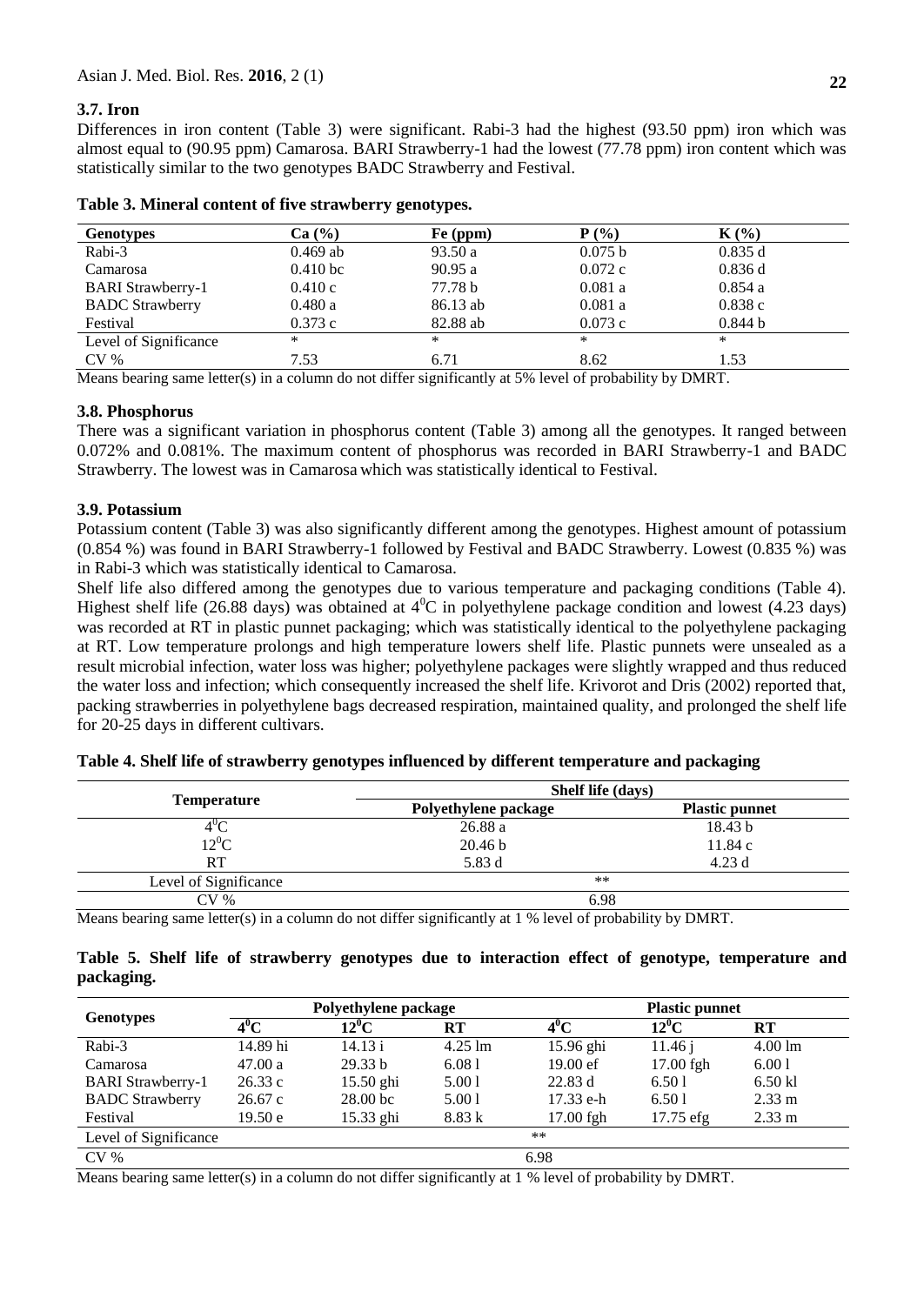### 3.7. Iron

Differences in iron content (Table 3) were significant. Rabi-3 had the highest (93.50 ppm) iron which was almost equal to (90.95 ppm) Camarosa. BARI Strawberry-1 had the lowest (77.78 ppm) iron content which was statistically similar to the two genotypes BADC Strawberry and Festival.

**Table 3. Mineral content of five strawberry genotypes.**

| Genotypes | Ca (%) | Fe (ppm) | P (%) | K (%) |
|---|---|---|---|---|
| Rabi-3 | 0.469 ab | 93.50 a | 0.075 b | 0.835 d |
| Camarosa | 0.410 bc | 90.95 a | 0.072 c | 0.836 d |
| BARI Strawberry-1 | 0.410 c | 77.78 b | 0.081 a | 0.854 a |
| BADC Strawberry | 0.480 a | 86.13 ab | 0.081 a | 0.838 c |
| Festival | 0.373 c | 82.88 ab | 0.073 c | 0.844 b |
| Level of Significance | * | * | * | * |
| CV % | 7.53 | 6.71 | 8.62 | 1.53 |

Means bearing same letter(s) in a column do not differ significantly at 5% level of probability by DMRT.

### 3.8. Phosphorus

There was a significant variation in phosphorus content (Table 3) among all the genotypes. It ranged between 0.072% and 0.081%. The maximum content of phosphorus was recorded in BARI Strawberry-1 and BADC Strawberry. The lowest was in Camarosa which was statistically identical to Festival.

### 3.9. Potassium

Potassium content (Table 3) was also significantly different among the genotypes. Highest amount of potassium (0.854 %) was found in BARI Strawberry-1 followed by Festival and BADC Strawberry. Lowest (0.835 %) was in Rabi-3 which was statistically identical to Camarosa.

Shelf life also differed among the genotypes due to various temperature and packaging conditions (Table 4). Highest shelf life (26.88 days) was obtained at $4^0$C in polyethylene package condition and lowest (4.23 days) was recorded at RT in plastic punnet packaging; which was statistically identical to the polyethylene packaging at RT. Low temperature prolongs and high temperature lowers shelf life. Plastic punnets were unsealed as a result microbial infection, water loss was higher; polyethylene packages were slightly wrapped and thus reduced the water loss and infection; which consequently increased the shelf life. Krivorot and Dris (2002) reported that, packing strawberries in polyethylene bags decreased respiration, maintained quality, and prolonged the shelf life for 20-25 days in different cultivars.

**Table 4. Shelf life of strawberry genotypes influenced by different temperature and packaging**

| Temperature | Shelf life (days) | |
|---|---|---|
| | Polyethylene package | Plastic punnet |
| $4^0$C | 26.88 a | 18.43 b |
| $12^0$C | 20.46 b | 11.84 c |
| RT | 5.83 d | 4.23 d |
| Level of Significance | ** | |
| CV % | 6.98 | |

Means bearing same letter(s) in a column do not differ significantly at 1 % level of probability by DMRT.

**Table 5. Shelf life of strawberry genotypes due to interaction effect of genotype, temperature and packaging.**

| Genotypes | Polyethylene package | | | Plastic punnet | | |
|---|---|---|---|---|---|---|
| | $4^0$C | $12^0$C | RT | $4^0$C | $12^0$C | RT |
| Rabi-3 | 14.89 hi | 14.13 i | 4.25 lm | 15.96 ghi | 11.46 j | 4.00 lm |
| Camarosa | 47.00 a | 29.33 b | 6.08 l | 19.00 ef | 17.00 fgh | 6.00 l |
| BARI Strawberry-1 | 26.33 c | 15.50 ghi | 5.00 l | 22.83 d | 6.50 l | 6.50 kl |
| BADC Strawberry | 26.67 c | 28.00 bc | 5.00 l | 17.33 e-h | 6.50 l | 2.33 m |
| Festival | 19.50 e | 15.33 ghi | 8.83 k | 17.00 fgh | 17.75 efg | 2.33 m |
| Level of Significance | ** | | | | | |
| CV % | 6.98 | | | | | |

Means bearing same letter(s) in a column do not differ significantly at 1 % level of probability by DMRT.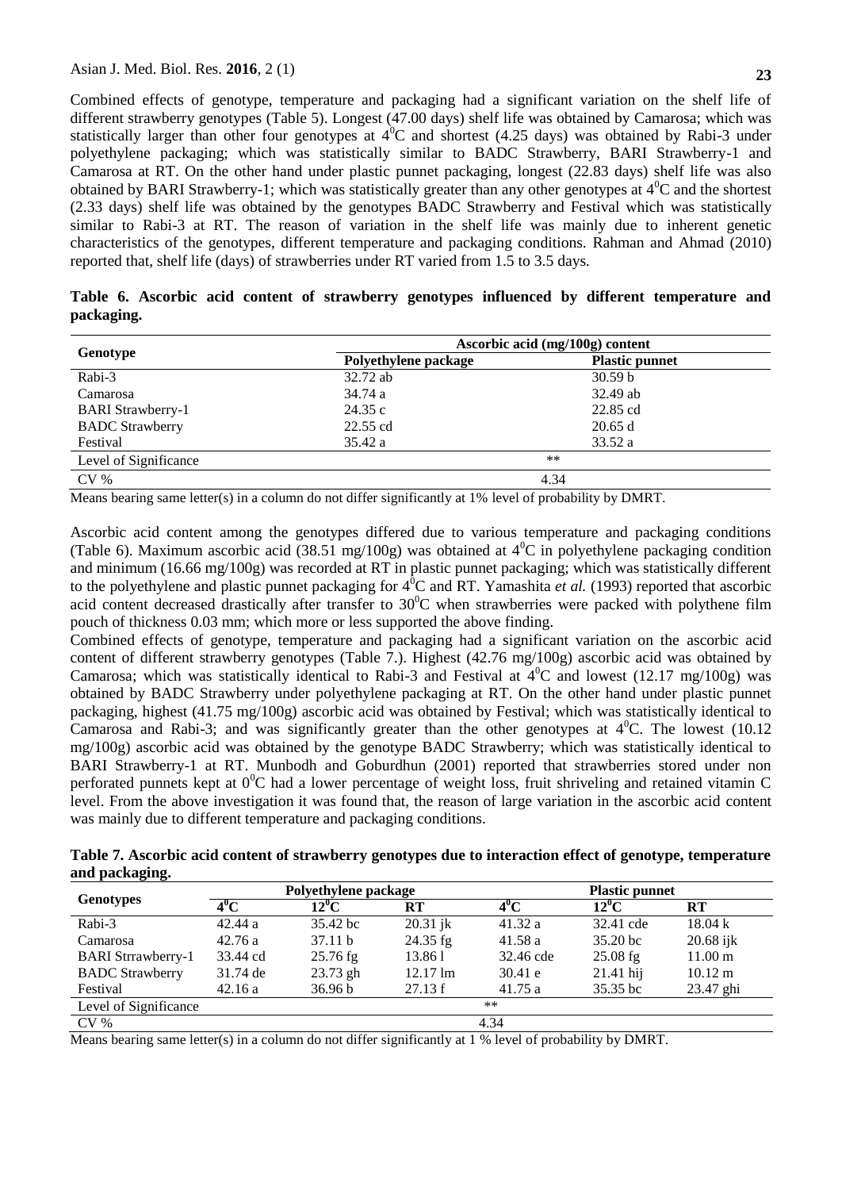Combined effects of genotype, temperature and packaging had a significant variation on the shelf life of different strawberry genotypes (Table 5). Longest (47.00 days) shelf life was obtained by Camarosa; which was statistically larger than other four genotypes at $4^0C$ and shortest (4.25 days) was obtained by Rabi-3 under polyethylene packaging; which was statistically similar to BADC Strawberry, BARI Strawberry-1 and Camarosa at RT. On the other hand under plastic punnet packaging, longest (22.83 days) shelf life was also obtained by BARI Strawberry-1; which was statistically greater than any other genotypes at $4^0C$ and the shortest (2.33 days) shelf life was obtained by the genotypes BADC Strawberry and Festival which was statistically similar to Rabi-3 at RT. The reason of variation in the shelf life was mainly due to inherent genetic characteristics of the genotypes, different temperature and packaging conditions. Rahman and Ahmad (2010) reported that, shelf life (days) of strawberries under RT varied from 1.5 to 3.5 days.

**Table 6. Ascorbic acid content of strawberry genotypes influenced by different temperature and packaging.**

| Genotype | Ascorbic acid (mg/100g) content | |
|---|---|---|
| | Polyethylene package | Plastic punnet |
| Rabi-3 | 32.72 ab | 30.59 b |
| Camarosa | 34.74 a | 32.49 ab |
| BARI Strawberry-1 | 24.35 c | 22.85 cd |
| BADC Strawberry | 22.55 cd | 20.65 d |
| Festival | 35.42 a | 33.52 a |
| Level of Significance | ** | |
| CV % | 4.34 | |

Means bearing same letter(s) in a column do not differ significantly at 1% level of probability by DMRT.

Ascorbic acid content among the genotypes differed due to various temperature and packaging conditions (Table 6). Maximum ascorbic acid (38.51 mg/100g) was obtained at $4^0C$ in polyethylene packaging condition and minimum (16.66 mg/100g) was recorded at RT in plastic punnet packaging; which was statistically different to the polyethylene and plastic punnet packaging for $4^0C$ and RT. Yamashita *et al.* (1993) reported that ascorbic acid content decreased drastically after transfer to $30^0C$ when strawberries were packed with polythene film pouch of thickness 0.03 mm; which more or less supported the above finding.

Combined effects of genotype, temperature and packaging had a significant variation on the ascorbic acid content of different strawberry genotypes (Table 7.). Highest (42.76 mg/100g) ascorbic acid was obtained by Camarosa; which was statistically identical to Rabi-3 and Festival at $4^0C$ and lowest (12.17 mg/100g) was obtained by BADC Strawberry under polyethylene packaging at RT. On the other hand under plastic punnet packaging, highest (41.75 mg/100g) ascorbic acid was obtained by Festival; which was statistically identical to Camarosa and Rabi-3; and was significantly greater than the other genotypes at $4^0C$. The lowest (10.12 mg/100g) ascorbic acid was obtained by the genotype BADC Strawberry; which was statistically identical to BARI Strawberry-1 at RT. Munbodh and Goburdhun (2001) reported that strawberries stored under non perforated punnets kept at $0^0C$ had a lower percentage of weight loss, fruit shriveling and retained vitamin C level. From the above investigation it was found that, the reason of large variation in the ascorbic acid content was mainly due to different temperature and packaging conditions.

**Table 7. Ascorbic acid content of strawberry genotypes due to interaction effect of genotype, temperature and packaging.**

| Genotypes | Polyethylene package | | | Plastic punnet | | |
|---|---|---|---|---|---|---|
| | $4^0C$ | $12^0C$ | RT | $4^0C$ | $12^0C$ | RT |
| Rabi-3 | 42.44 a | 35.42 bc | 20.31 jk | 41.32 a | 32.41 cde | 18.04 k |
| Camarosa | 42.76 a | 37.11 b | 24.35 fg | 41.58 a | 35.20 bc | 20.68 ijk |
| BARI Strrawberry-1 | 33.44 cd | 25.76 fg | 13.86 l | 32.46 cde | 25.08 fg | 11.00 m |
| BADC Strawberry | 31.74 de | 23.73 gh | 12.17 lm | 30.41 e | 21.41 hij | 10.12 m |
| Festival | 42.16 a | 36.96 b | 27.13 f | 41.75 a | 35.35 bc | 23.47 ghi |
| Level of Significance | ** | | | | | |
| CV % | 4.34 | | | | | |

Means bearing same letter(s) in a column do not differ significantly at 1 % level of probability by DMRT.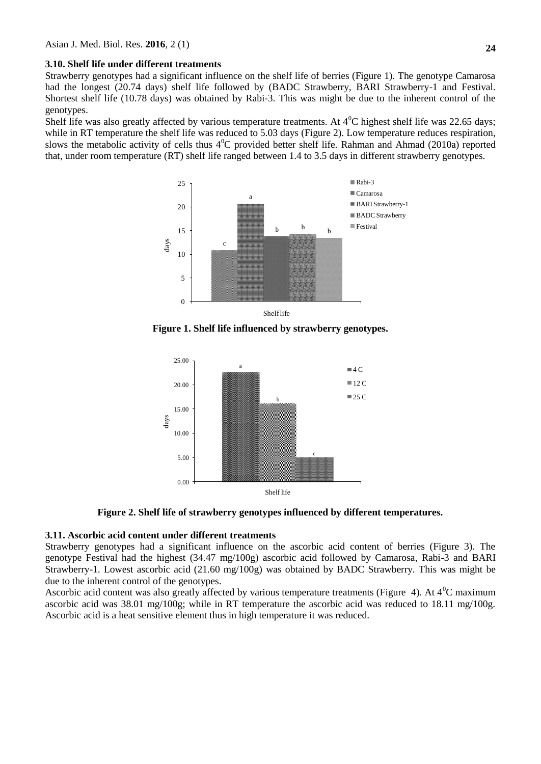### 3.10. Shelf life under different treatments

Strawberry genotypes had a significant influence on the shelf life of berries (Figure 1). The genotype Camarosa had the longest (20.74 days) shelf life followed by (BADC Strawberry, BARI Strawberry-1 and Festival. Shortest shelf life (10.78 days) was obtained by Rabi-3. This was might be due to the inherent control of the genotypes.

Shelf life was also greatly affected by various temperature treatments. At $4^0$C highest shelf life was 22.65 days; while in RT temperature the shelf life was reduced to 5.03 days (Figure 2). Low temperature reduces respiration, slows the metabolic activity of cells thus $4^0$C provided better shelf life. Rahman and Ahmad (2010a) reported that, under room temperature (RT) shelf life ranged between 1.4 to 3.5 days in different strawberry genotypes.

**Figure 1. Shelf life influenced by strawberry genotypes.**

**Figure 2. Shelf life of strawberry genotypes influenced by different temperatures.**

### 3.11. Ascorbic acid content under different treatments

Strawberry genotypes had a significant influence on the ascorbic acid content of berries (Figure 3). The genotype Festival had the highest (34.47 mg/100g) ascorbic acid followed by Camarosa, Rabi-3 and BARI Strawberry-1. Lowest ascorbic acid (21.60 mg/100g) was obtained by BADC Strawberry. This was might be due to the inherent control of the genotypes.

Ascorbic acid content was also greatly affected by various temperature treatments (Figure 4). At $4^0$C maximum ascorbic acid was 38.01 mg/100g; while in RT temperature the ascorbic acid was reduced to 18.11 mg/100g. Ascorbic acid is a heat sensitive element thus in high temperature it was reduced.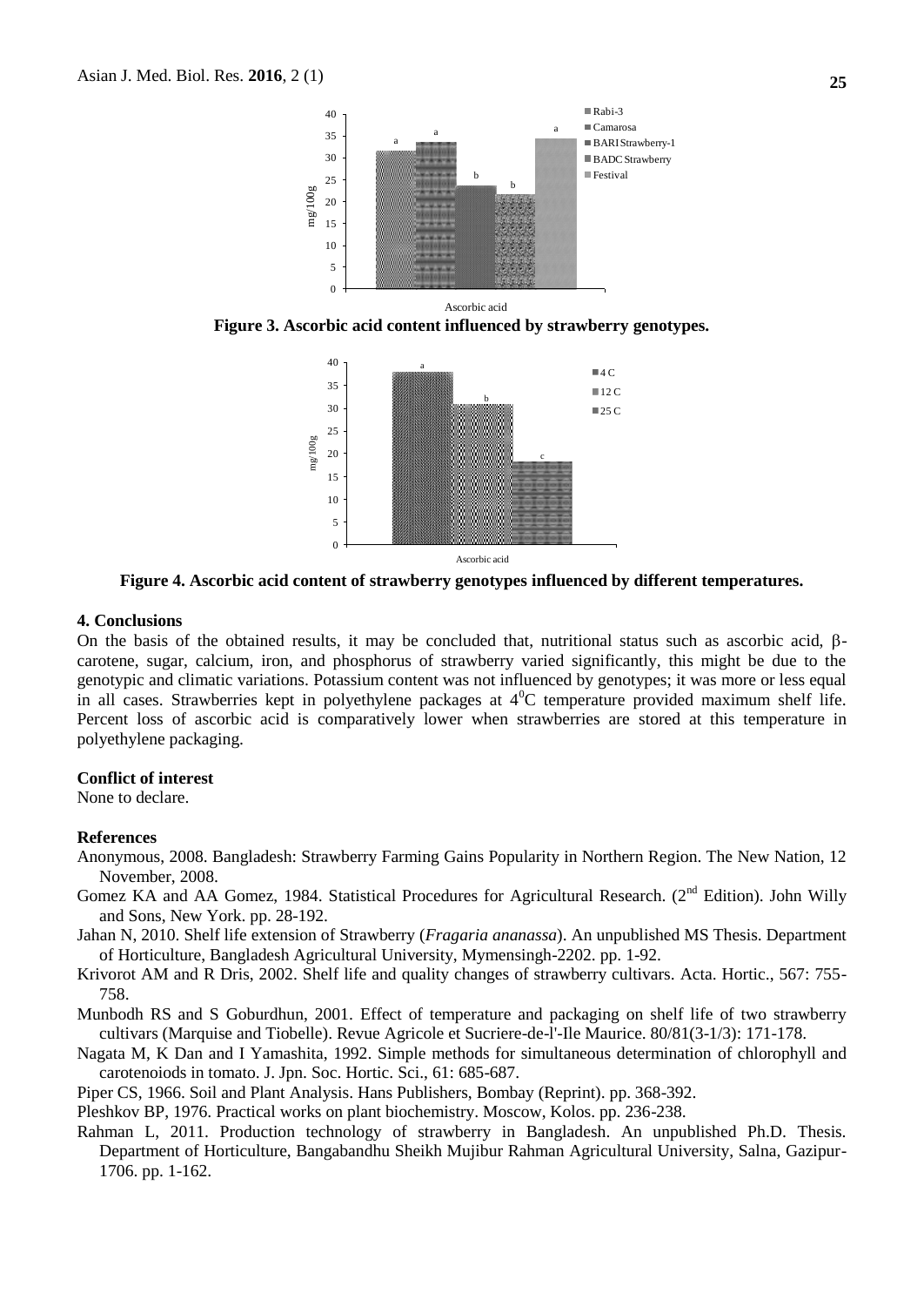Figure 3. Ascorbic acid content influenced by strawberry genotypes.

Figure 4. Ascorbic acid content of strawberry genotypes influenced by different temperatures.

## 4. Conclusions

On the basis of the obtained results, it may be concluded that, nutritional status such as ascorbic acid, β-carotene, sugar, calcium, iron, and phosphorus of strawberry varied significantly, this might be due to the genotypic and climatic variations. Potassium content was not influenced by genotypes; it was more or less equal in all cases. Strawberries kept in polyethylene packages at $4^0$C temperature provided maximum shelf life. Percent loss of ascorbic acid is comparatively lower when strawberries are stored at this temperature in polyethylene packaging.

## Conflict of interest

None to declare.

## References

Anonymous, 2008. Bangladesh: Strawberry Farming Gains Popularity in Northern Region. The New Nation, 12 November, 2008.

Gomez KA and AA Gomez, 1984. Statistical Procedures for Agricultural Research. (2nd Edition). John Willy and Sons, New York. pp. 28-192.

Jahan N, 2010. Shelf life extension of Strawberry (*Fragaria ananassa*). An unpublished MS Thesis. Department of Horticulture, Bangladesh Agricultural University, Mymensingh-2202. pp. 1-92.

Krivorot AM and R Dris, 2002. Shelf life and quality changes of strawberry cultivars. Acta. Hortic., 567: 755-758.

Munbodh RS and S Goburdhun, 2001. Effect of temperature and packaging on shelf life of two strawberry cultivars (Marquise and Tiobelle). Revue Agricole et Sucriere-de-l'-Ile Maurice. 80/81(3-1/3): 171-178.

Nagata M, K Dan and I Yamashita, 1992. Simple methods for simultaneous determination of chlorophyll and carotenoiods in tomato. J. Jpn. Soc. Hortic. Sci., 61: 685-687.

Piper CS, 1966. Soil and Plant Analysis. Hans Publishers, Bombay (Reprint). pp. 368-392.

Pleshkov BP, 1976. Practical works on plant biochemistry. Moscow, Kolos. pp. 236-238.

Rahman L, 2011. Production technology of strawberry in Bangladesh. An unpublished Ph.D. Thesis. Department of Horticulture, Bangabandhu Sheikh Mujibur Rahman Agricultural University, Salna, Gazipur-1706. pp. 1-162.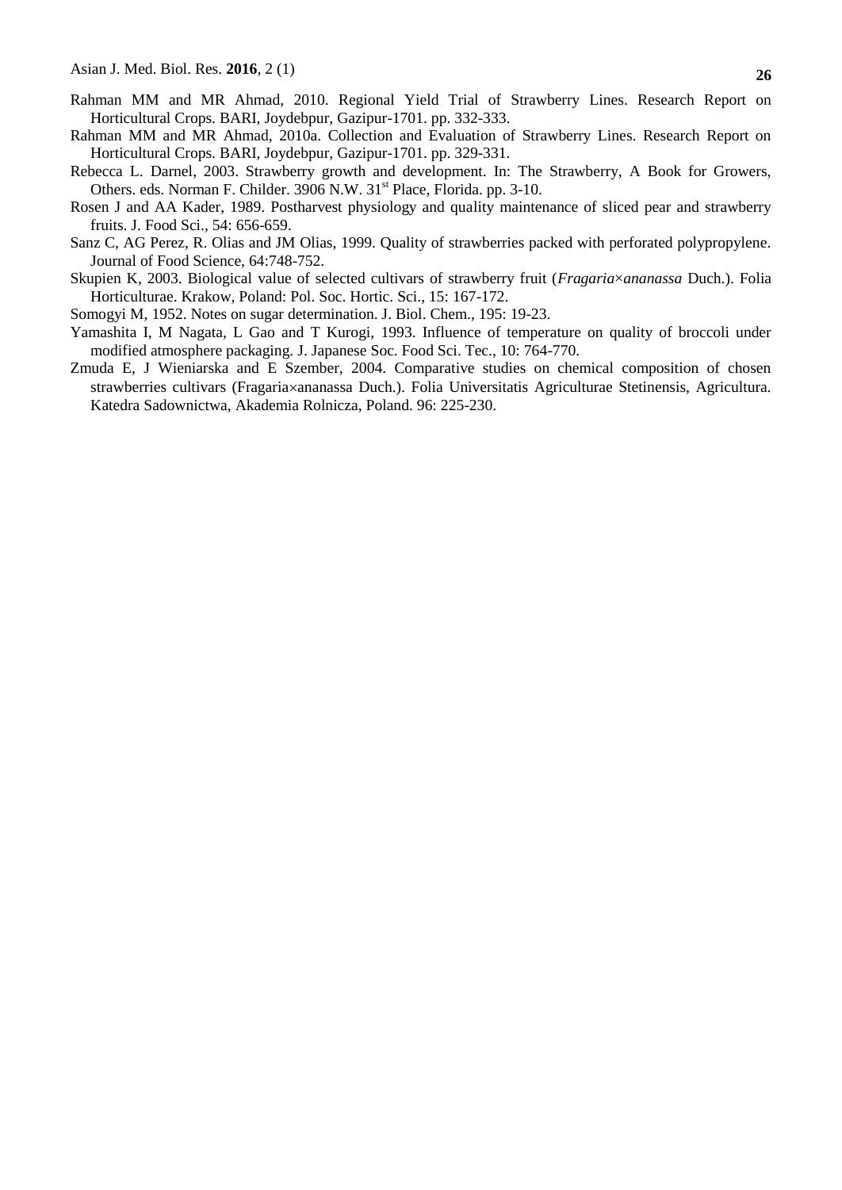Rahman MM and MR Ahmad, 2010. Regional Yield Trial of Strawberry Lines. Research Report on Horticultural Crops. BARI, Joydebpur, Gazipur-1701. pp. 332-333.

Rahman MM and MR Ahmad, 2010a. Collection and Evaluation of Strawberry Lines. Research Report on Horticultural Crops. BARI, Joydebpur, Gazipur-1701. pp. 329-331.

Rebecca L. Darnel, 2003. Strawberry growth and development. In: The Strawberry, A Book for Growers, Others. eds. Norman F. Childer. 3906 N.W. 31st Place, Florida. pp. 3-10.

Rosen J and AA Kader, 1989. Postharvest physiology and quality maintenance of sliced pear and strawberry fruits. J. Food Sci., 54: 656-659.

Sanz C, AG Perez, R. Olias and JM Olias, 1999. Quality of strawberries packed with perforated polypropylene. Journal of Food Science, 64:748-752.

Skupien K, 2003. Biological value of selected cultivars of strawberry fruit (*Fragaria×ananassa* Duch.). Folia Horticulturae. Krakow, Poland: Pol. Soc. Hortic. Sci., 15: 167-172.

Somogyi M, 1952. Notes on sugar determination. J. Biol. Chem., 195: 19-23.

Yamashita I, M Nagata, L Gao and T Kurogi, 1993. Influence of temperature on quality of broccoli under modified atmosphere packaging. J. Japanese Soc. Food Sci. Tec., 10: 764-770.

Zmuda E, J Wieniarska and E Szember, 2004. Comparative studies on chemical composition of chosen strawberries cultivars (Fragaria×ananassa Duch.). Folia Universitatis Agriculturae Stetinensis, Agricultura. Katedra Sadownictwa, Akademia Rolnicza, Poland. 96: 225-230.